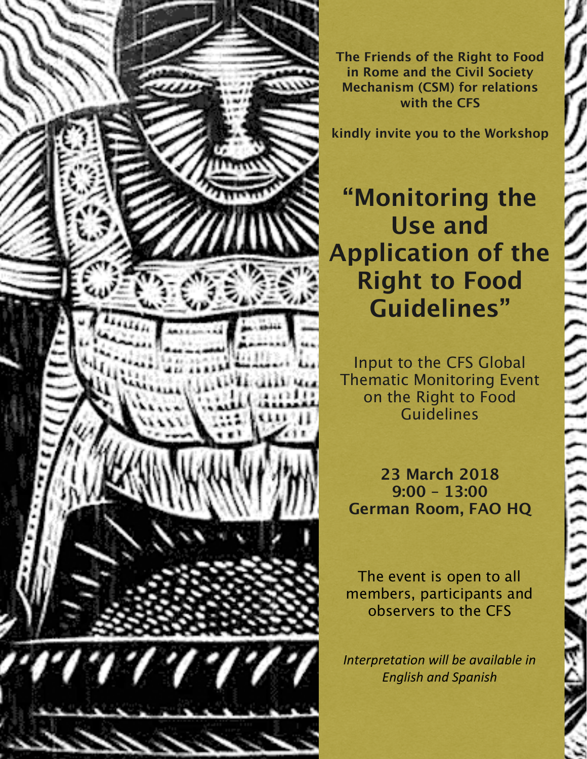**The Friends of the Right to Food in Rome and the Civil Society Mechanism (CSM) for relations with the CFS**

**kindly invite you to the Workshop**

# "Monitoring the Use and Application of the Right to Food Guidelines"

Input to the CFS Global Thematic Monitoring Event on the Right to Food Guidelines

**23 March 2018**
**9:00 – 13:00**
**German Room, FAO HQ**

The event is open to all members, participants and observers to the CFS

*Interpretation will be available in English and Spanish*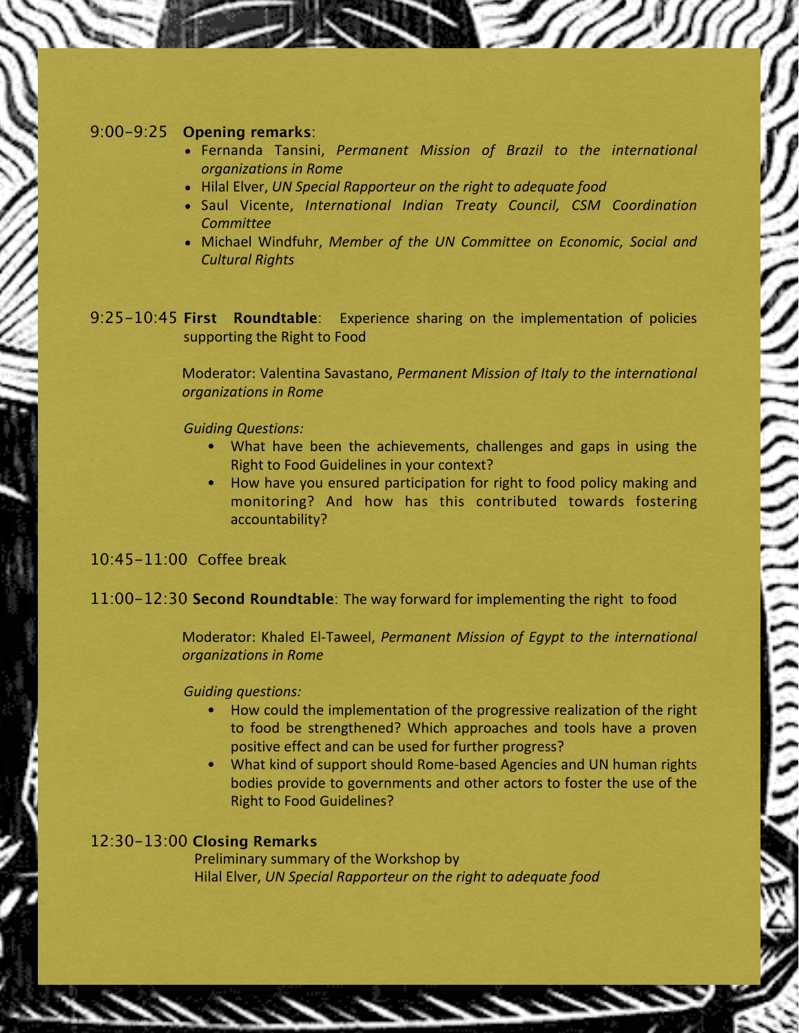9:00-9:25 **Opening remarks**:

- Fernanda Tansini, *Permanent Mission of Brazil to the international organizations in Rome*
- Hilal Elver, *UN Special Rapporteur on the right to adequate food*
- Saul Vicente, *International Indian Treaty Council, CSM Coordination Committee*
- Michael Windfuhr, *Member of the UN Committee on Economic, Social and Cultural Rights*

9:25-10:45 **First Roundtable**: Experience sharing on the implementation of policies supporting the Right to Food

Moderator: Valentina Savastano, *Permanent Mission of Italy to the international organizations in Rome*

*Guiding Questions:*

- What have been the achievements, challenges and gaps in using the Right to Food Guidelines in your context?
- How have you ensured participation for right to food policy making and monitoring? And how has this contributed towards fostering accountability?

10:45-11:00 Coffee break

11:00-12:30 **Second Roundtable**: The way forward for implementing the right to food

Moderator: Khaled El-Taweel, *Permanent Mission of Egypt to the international organizations in Rome*

*Guiding questions:*

- How could the implementation of the progressive realization of the right to food be strengthened? Which approaches and tools have a proven positive effect and can be used for further progress?
- What kind of support should Rome-based Agencies and UN human rights bodies provide to governments and other actors to foster the use of the Right to Food Guidelines?

12:30-13:00 **Closing Remarks**

Preliminary summary of the Workshop by
Hilal Elver, *UN Special Rapporteur on the right to adequate food*